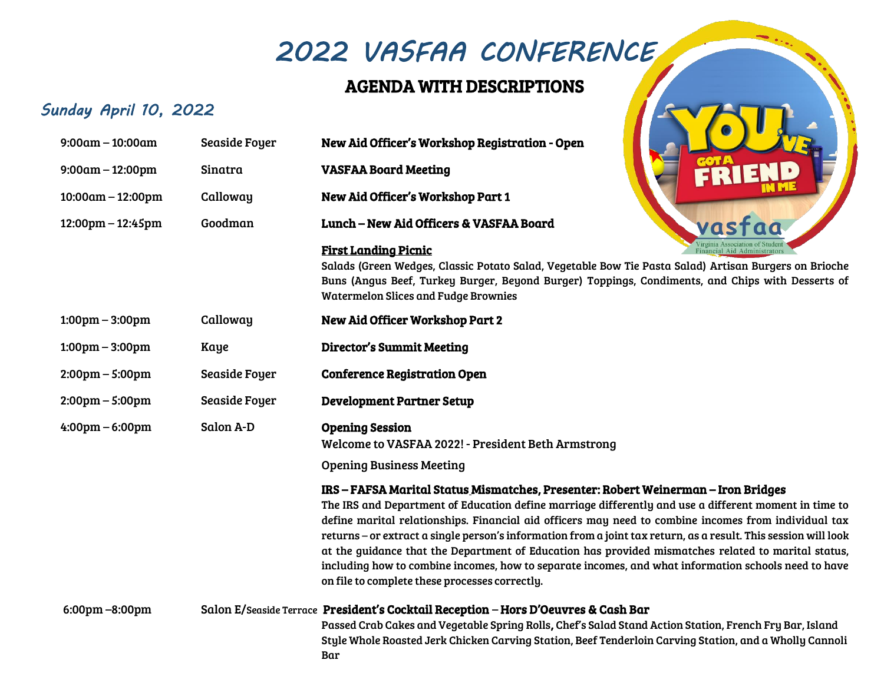# 2022 VASFAA CONFERENCE

## AGENDA WITH DESCRIPTIONS

### Sunday April 10, 2022

| Time | Location | Event |
|---|---|---|
| 9:00am – 10:00am | Seaside Foyer | **New Aid Officer's Workshop Registration - Open** |
| 9:00am – 12:00pm | Sinatra | **VASFAA Board Meeting** |
| 10:00am – 12:00pm | Calloway | **New Aid Officer's Workshop Part 1** |
| 12:00pm – 12:45pm | Goodman | **Lunch – New Aid Officers & VASFAA Board** |

**First Landing Picnic**
Salads (Green Wedges, Classic Potato Salad, Vegetable Bow Tie Pasta Salad) Artisan Burgers on Brioche Buns (Angus Beef, Turkey Burger, Beyond Burger) Toppings, Condiments, and Chips with Desserts of Watermelon Slices and Fudge Brownies

| Time | Location | Event |
|---|---|---|
| 1:00pm – 3:00pm | Calloway | **New Aid Officer Workshop Part 2** |
| 1:00pm – 3:00pm | Kaye | **Director's Summit Meeting** |
| 2:00pm – 5:00pm | Seaside Foyer | **Conference Registration Open** |
| 2:00pm – 5:00pm | Seaside Foyer | **Development Partner Setup** |
| 4:00pm – 6:00pm | Salon A-D | **Opening Session** |

Welcome to VASFAA 2022! - President Beth Armstrong

Opening Business Meeting

**IRS – FAFSA Marital Status Mismatches, Presenter: Robert Weinerman – Iron Bridges**
The IRS and Department of Education define marriage differently and use a different moment in time to define marital relationships. Financial aid officers may need to combine incomes from individual tax returns – or extract a single person's information from a joint tax return, as a result. This session will look at the guidance that the Department of Education has provided mismatches related to marital status, including how to combine incomes, how to separate incomes, and what information schools need to have on file to complete these processes correctly.

| Time | Location | Event |
|---|---|---|
| 6:00pm –8:00pm | Salon E/Seaside Terrace | **President's Cocktail Reception – Hors D'Oeuvres & Cash Bar** |

Passed Crab Cakes and Vegetable Spring Rolls, Chef's Salad Stand Action Station, French Fry Bar, Island Style Whole Roasted Jerk Chicken Carving Station, Beef Tenderloin Carving Station, and a Wholly Cannoli Bar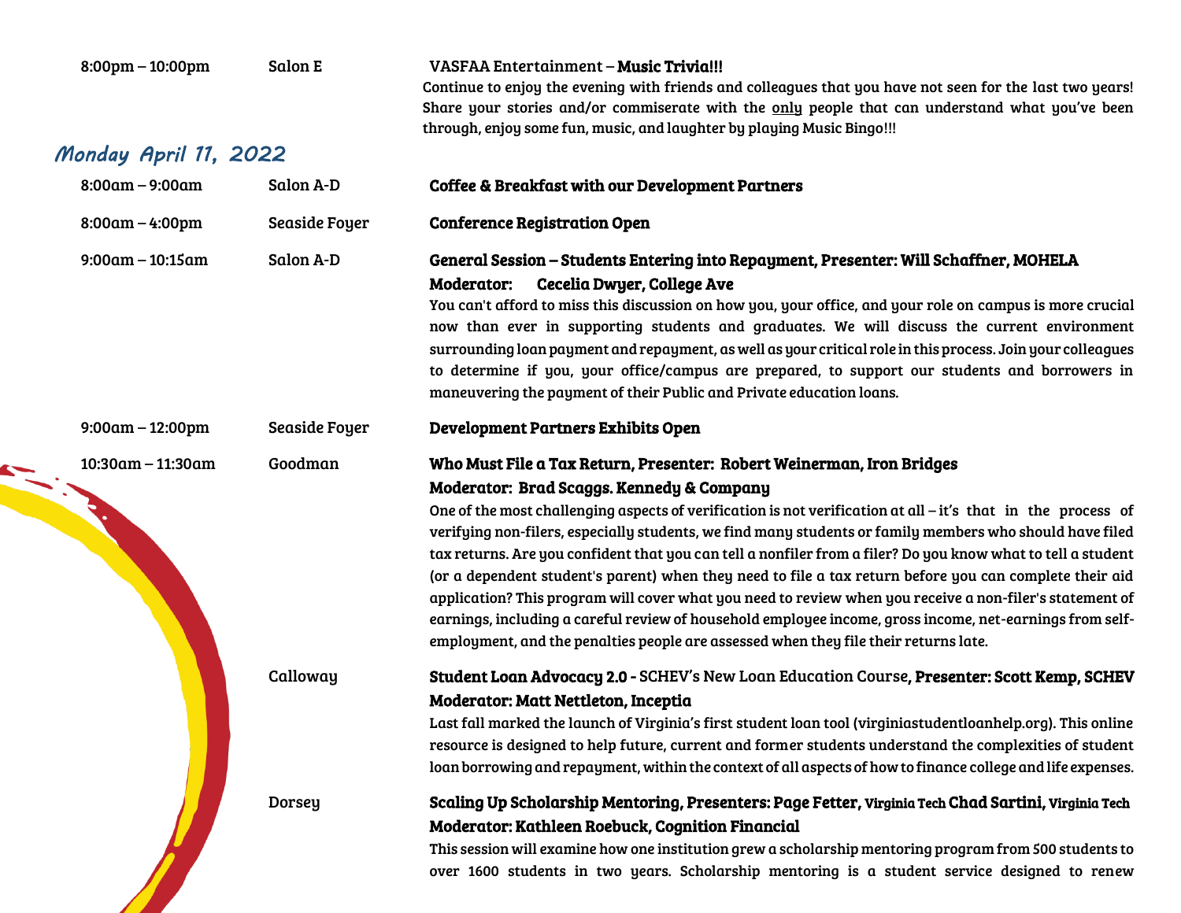**8:00pm – 10:00pm** | Salon E | VASFAA Entertainment – **Music Trivia!!!**

Continue to enjoy the evening with friends and colleagues that you have not seen for the last two years! Share your stories and/or commiserate with the only people that can understand what you've been through, enjoy some fun, music, and laughter by playing Music Bingo!!!

## *Monday April 11, 2022*

**8:00am – 9:00am** | Salon A-D | **Coffee & Breakfast with our Development Partners**

**8:00am – 4:00pm** | Seaside Foyer | **Conference Registration Open**

**9:00am – 10:15am** | Salon A-D | **General Session – Students Entering into Repayment, Presenter: Will Schaffner, MOHELA**

**Moderator: Cecelia Dwyer, College Ave**

You can't afford to miss this discussion on how you, your office, and your role on campus is more crucial now than ever in supporting students and graduates. We will discuss the current environment surrounding loan payment and repayment, as well as your critical role in this process. Join your colleagues to determine if you, your office/campus are prepared, to support our students and borrowers in maneuvering the payment of their Public and Private education loans.

**9:00am – 12:00pm** | Seaside Foyer | **Development Partners Exhibits Open**

**10:30am – 11:30am**

Goodman | **Who Must File a Tax Return, Presenter: Robert Weinerman, Iron Bridges**

**Moderator: Brad Scaggs. Kennedy & Company**

One of the most challenging aspects of verification is not verification at all – it's that in the process of verifying non-filers, especially students, we find many students or family members who should have filed tax returns. Are you confident that you can tell a nonfiler from a filer? Do you know what to tell a student (or a dependent student's parent) when they need to file a tax return before you can complete their aid application? This program will cover what you need to review when you receive a non-filer's statement of earnings, including a careful review of household employee income, gross income, net-earnings from self-employment, and the penalties people are assessed when they file their returns late.

Calloway | **Student Loan Advocacy 2.0 -** SCHEV's New Loan Education Course, **Presenter: Scott Kemp, SCHEV**

**Moderator: Matt Nettleton, Inceptia**

Last fall marked the launch of Virginia's first student loan tool (virginiastudentloanhelp.org). This online resource is designed to help future, current and former students understand the complexities of student loan borrowing and repayment, within the context of all aspects of how to finance college and life expenses.

Dorsey | **Scaling Up Scholarship Mentoring, Presenters: Page Fetter, Virginia Tech Chad Sartini, Virginia Tech**

**Moderator: Kathleen Roebuck, Cognition Financial**

This session will examine how one institution grew a scholarship mentoring program from 500 students to over 1600 students in two years. Scholarship mentoring is a student service designed to renew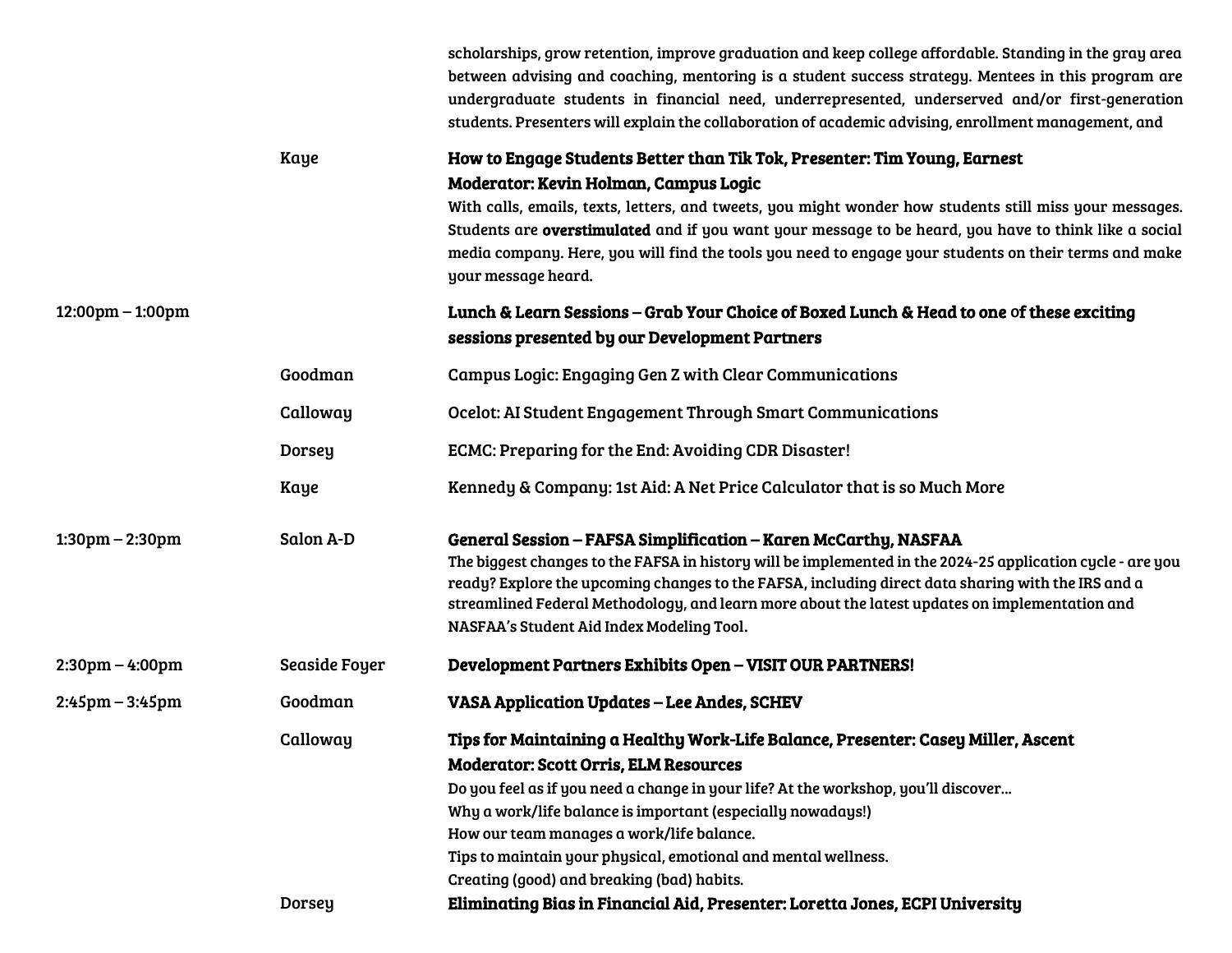| Time | Room | Session |
|---|---|---|
| | | scholarships, grow retention, improve graduation and keep college affordable. Standing in the gray area between advising and coaching, mentoring is a student success strategy. Mentees in this program are undergraduate students in financial need, underrepresented, underserved and/or first-generation students. Presenters will explain the collaboration of academic advising, enrollment management, and |
| | Kaye | **How to Engage Students Better than Tik Tok, Presenter: Tim Young, Earnest**<br>**Moderator: Kevin Holman, Campus Logic**<br>With calls, emails, texts, letters, and tweets, you might wonder how students still miss your messages. Students are **overstimulated** and if you want your message to be heard, you have to think like a social media company. Here, you will find the tools you need to engage your students on their terms and make your message heard. |
| 12:00pm – 1:00pm | | **Lunch & Learn Sessions – Grab Your Choice of Boxed Lunch & Head to one of these exciting sessions presented by our Development Partners** |
| | Goodman | Campus Logic: Engaging Gen Z with Clear Communications |
| | Calloway | Ocelot: AI Student Engagement Through Smart Communications |
| | Dorsey | ECMC: Preparing for the End: Avoiding CDR Disaster! |
| | Kaye | Kennedy & Company: 1st Aid: A Net Price Calculator that is so Much More |
| 1:30pm – 2:30pm | Salon A-D | **General Session – FAFSA Simplification – Karen McCarthy, NASFAA**<br>The biggest changes to the FAFSA in history will be implemented in the 2024-25 application cycle - are you ready? Explore the upcoming changes to the FAFSA, including direct data sharing with the IRS and a streamlined Federal Methodology, and learn more about the latest updates on implementation and NASFAA's Student Aid Index Modeling Tool. |
| 2:30pm – 4:00pm | Seaside Foyer | **Development Partners Exhibits Open – VISIT OUR PARTNERS!** |
| 2:45pm – 3:45pm | Goodman | **VASA Application Updates – Lee Andes, SCHEV** |
| | Calloway | **Tips for Maintaining a Healthy Work-Life Balance, Presenter: Casey Miller, Ascent**<br>**Moderator: Scott Orris, ELM Resources**<br>Do you feel as if you need a change in your life? At the workshop, you'll discover…<br>Why a work/life balance is important (especially nowadays!)<br>How our team manages a work/life balance.<br>Tips to maintain your physical, emotional and mental wellness.<br>Creating (good) and breaking (bad) habits. |
| | Dorsey | **Eliminating Bias in Financial Aid, Presenter: Loretta Jones, ECPI University** |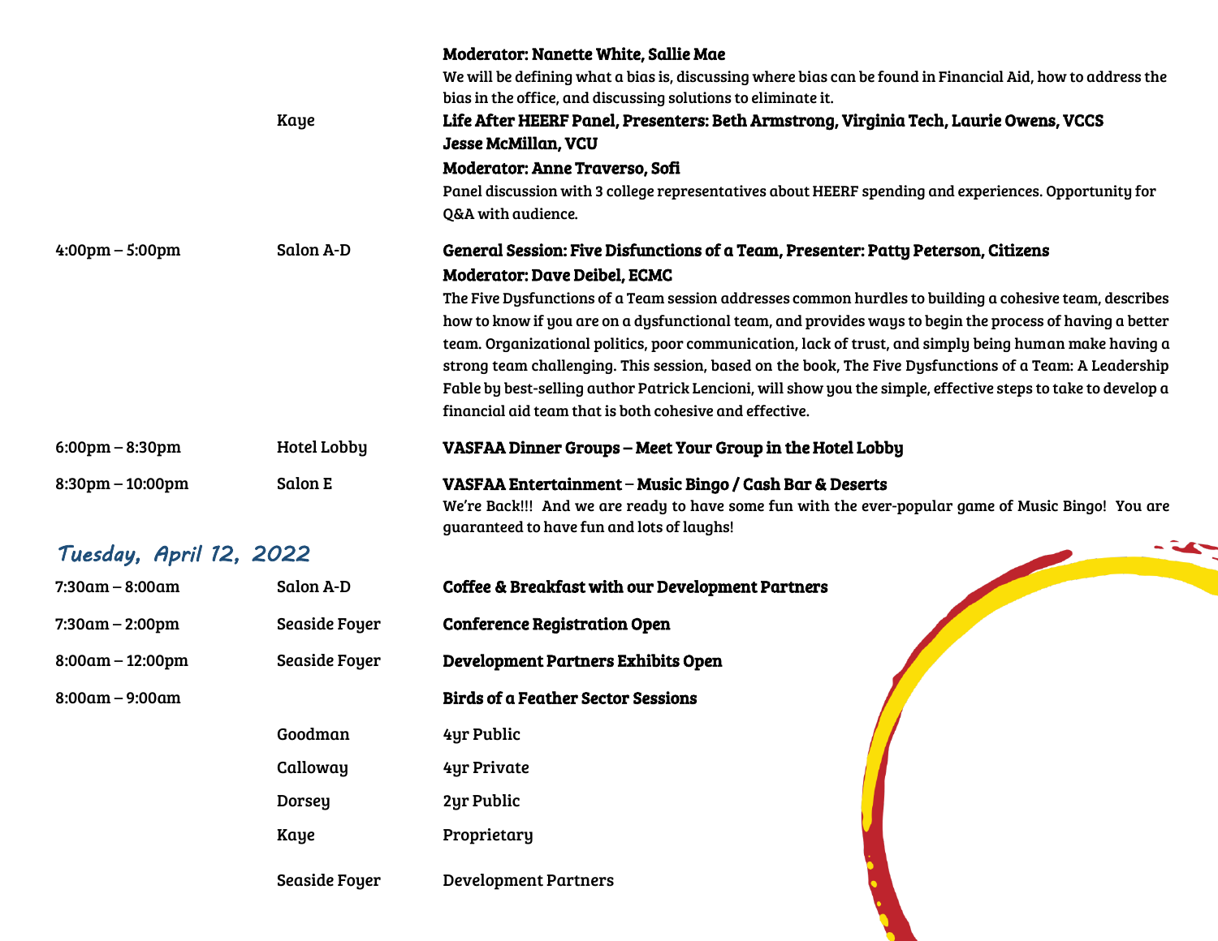| | | |
|---|---|---|
| | | **Moderator: Nanette White, Sallie Mae**<br>We will be defining what a bias is, discussing where bias can be found in Financial Aid, how to address the bias in the office, and discussing solutions to eliminate it. |
| | Kaye | **Life After HEERF Panel, Presenters: Beth Armstrong, Virginia Tech, Laurie Owens, VCCS Jesse McMillan, VCU**<br>**Moderator: Anne Traverso, Sofi**<br>Panel discussion with 3 college representatives about HEERF spending and experiences. Opportunity for Q&A with audience. |
| 4:00pm – 5:00pm | Salon A-D | **General Session: Five Disfunctions of a Team, Presenter: Patty Peterson, Citizens**<br>**Moderator: Dave Deibel, ECMC**<br>The Five Dysfunctions of a Team session addresses common hurdles to building a cohesive team, describes how to know if you are on a dysfunctional team, and provides ways to begin the process of having a better team. Organizational politics, poor communication, lack of trust, and simply being human make having a strong team challenging. This session, based on the book, The Five Dysfunctions of a Team: A Leadership Fable by best-selling author Patrick Lencioni, will show you the simple, effective steps to take to develop a financial aid team that is both cohesive and effective. |
| 6:00pm – 8:30pm | Hotel Lobby | **VASFAA Dinner Groups – Meet Your Group in the Hotel Lobby** |
| 8:30pm – 10:00pm | Salon E | **VASFAA Entertainment – Music Bingo / Cash Bar & Deserts**<br>We're Back!!! And we are ready to have some fun with the ever-popular game of Music Bingo! You are guaranteed to have fun and lots of laughs! |

## Tuesday, April 12, 2022

| | | |
|---|---|---|
| 7:30am – 8:00am | Salon A-D | **Coffee & Breakfast with our Development Partners** |
| 7:30am – 2:00pm | Seaside Foyer | **Conference Registration Open** |
| 8:00am – 12:00pm | Seaside Foyer | **Development Partners Exhibits Open** |
| 8:00am – 9:00am | | **Birds of a Feather Sector Sessions** |
| | Goodman | 4yr Public |
| | Calloway | 4yr Private |
| | Dorsey | 2yr Public |
| | Kaye | Proprietary |
| | Seaside Foyer | Development Partners |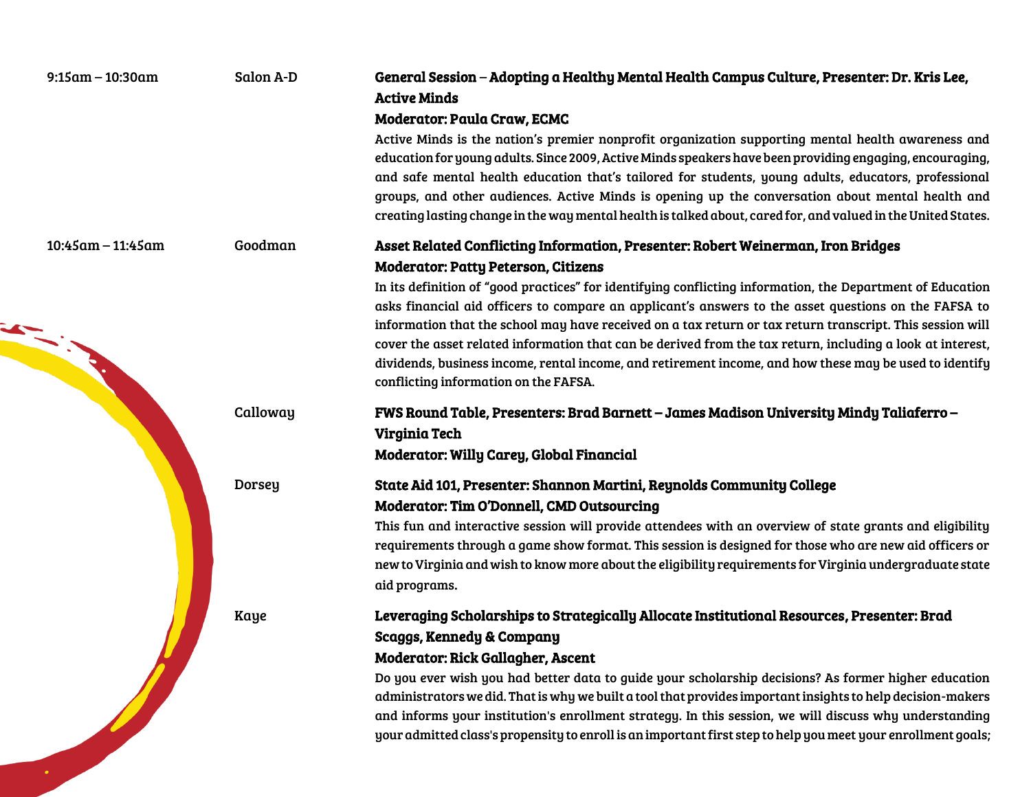**9:15am – 10:30am** | **Salon A-D**

**General Session – Adopting a Healthy Mental Health Campus Culture, Presenter: Dr. Kris Lee, Active Minds**
**Moderator: Paula Craw, ECMC**

Active Minds is the nation's premier nonprofit organization supporting mental health awareness and education for young adults. Since 2009, Active Minds speakers have been providing engaging, encouraging, and safe mental health education that's tailored for students, young adults, educators, professional groups, and other audiences. Active Minds is opening up the conversation about mental health and creating lasting change in the way mental health is talked about, cared for, and valued in the United States.

**10:45am – 11:45am** | **Goodman**

**Asset Related Conflicting Information, Presenter: Robert Weinerman, Iron Bridges**
**Moderator: Patty Peterson, Citizens**

In its definition of "good practices" for identifying conflicting information, the Department of Education asks financial aid officers to compare an applicant's answers to the asset questions on the FAFSA to information that the school may have received on a tax return or tax return transcript. This session will cover the asset related information that can be derived from the tax return, including a look at interest, dividends, business income, rental income, and retirement income, and how these may be used to identify conflicting information on the FAFSA.

**Calloway**

**FWS Round Table, Presenters: Brad Barnett – James Madison University Mindy Taliaferro – Virginia Tech**
**Moderator: Willy Carey, Global Financial**

**Dorsey**

**State Aid 101, Presenter: Shannon Martini, Reynolds Community College**
**Moderator: Tim O'Donnell, CMD Outsourcing**

This fun and interactive session will provide attendees with an overview of state grants and eligibility requirements through a game show format. This session is designed for those who are new aid officers or new to Virginia and wish to know more about the eligibility requirements for Virginia undergraduate state aid programs.

**Kaye**

**Leveraging Scholarships to Strategically Allocate Institutional Resources, Presenter: Brad Scaggs, Kennedy & Company**
**Moderator: Rick Gallagher, Ascent**

Do you ever wish you had better data to guide your scholarship decisions? As former higher education administrators we did. That is why we built a tool that provides important insights to help decision-makers and informs your institution's enrollment strategy. In this session, we will discuss why understanding your admitted class's propensity to enroll is an important first step to help you meet your enrollment goals;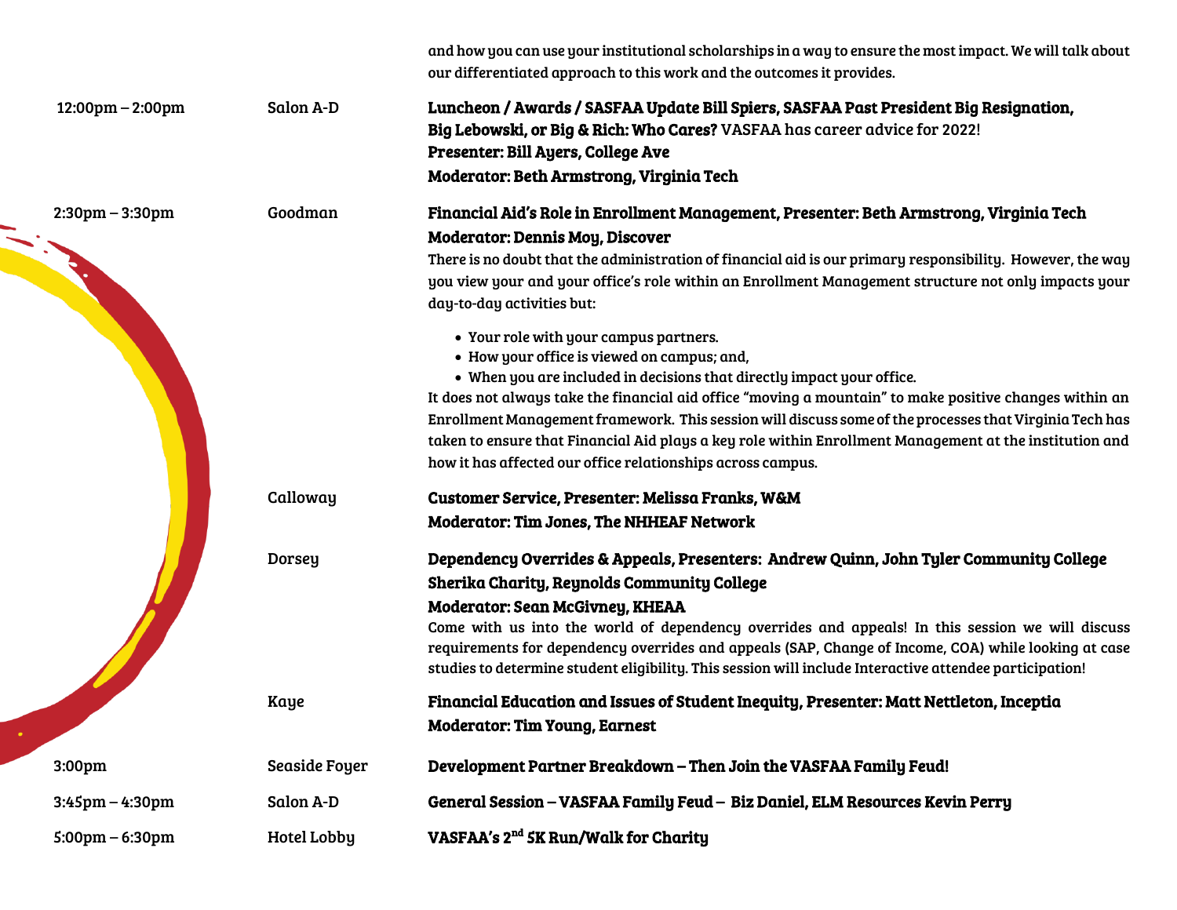| | | and how you can use your institutional scholarships in a way to ensure the most impact. We will talk about our differentiated approach to this work and the outcomes it provides. |
|---|---|---|
| 12:00pm – 2:00pm | Salon A-D | **Luncheon / Awards / SASFAA Update Bill Spiers, SASFAA Past President Big Resignation, Big Lebowski, or Big & Rich: Who Cares?** VASFAA has career advice for 2022!<br>**Presenter: Bill Ayers, College Ave**<br>**Moderator: Beth Armstrong, Virginia Tech** |
| 2:30pm – 3:30pm | Goodman | **Financial Aid's Role in Enrollment Management, Presenter: Beth Armstrong, Virginia Tech**<br>**Moderator: Dennis Moy, Discover**<br>There is no doubt that the administration of financial aid is our primary responsibility. However, the way you view your and your office's role within an Enrollment Management structure not only impacts your day-to-day activities but:<br>• Your role with your campus partners.<br>• How your office is viewed on campus; and,<br>• When you are included in decisions that directly impact your office.<br>It does not always take the financial aid office "moving a mountain" to make positive changes within an Enrollment Management framework. This session will discuss some of the processes that Virginia Tech has taken to ensure that Financial Aid plays a key role within Enrollment Management at the institution and how it has affected our office relationships across campus. |
| | Calloway | **Customer Service, Presenter: Melissa Franks, W&M**<br>**Moderator: Tim Jones, The NHHEAF Network** |
| | Dorsey | **Dependency Overrides & Appeals, Presenters: Andrew Quinn, John Tyler Community College**<br>**Sherika Charity, Reynolds Community College**<br>**Moderator: Sean McGivney, KHEAA**<br>Come with us into the world of dependency overrides and appeals! In this session we will discuss requirements for dependency overrides and appeals (SAP, Change of Income, COA) while looking at case studies to determine student eligibility. This session will include Interactive attendee participation! |
| | Kaye | **Financial Education and Issues of Student Inequity, Presenter: Matt Nettleton, Inceptia**<br>**Moderator: Tim Young, Earnest** |
| 3:00pm | Seaside Foyer | **Development Partner Breakdown – Then Join the VASFAA Family Feud!** |
| 3:45pm – 4:30pm | Salon A-D | **General Session – VASFAA Family Feud – Biz Daniel, ELM Resources Kevin Perry** |
| 5:00pm – 6:30pm | Hotel Lobby | **VASFAA's 2nd 5K Run/Walk for Charity** |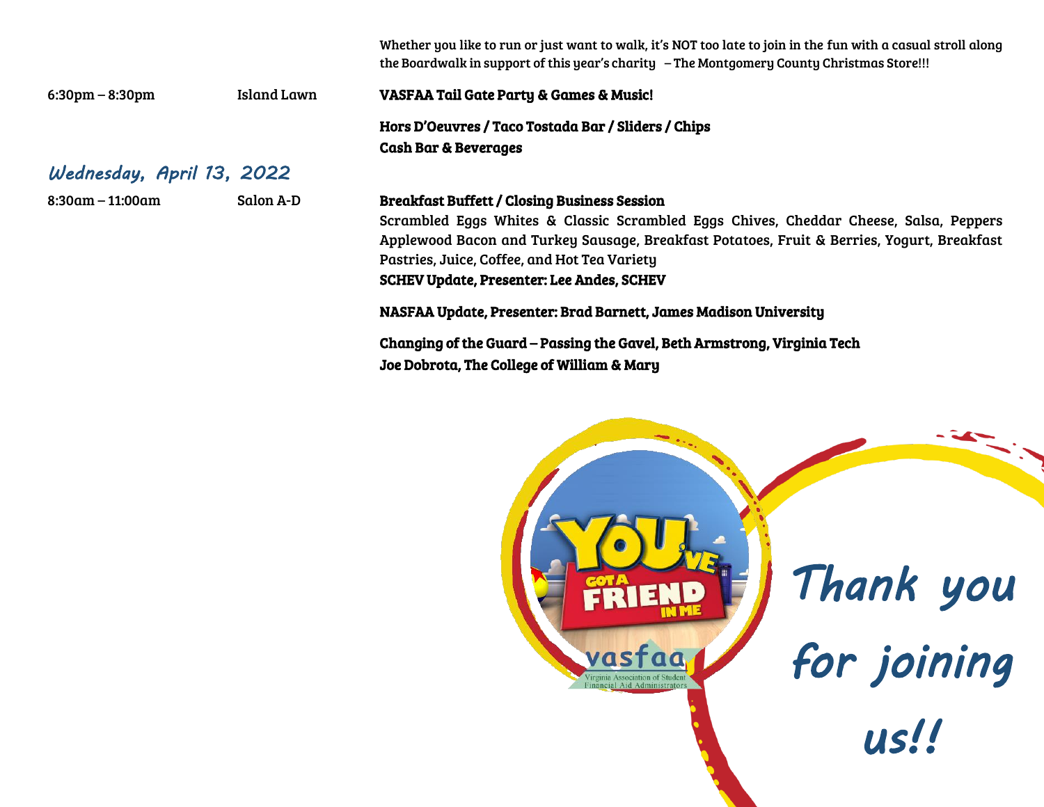Whether you like to run or just want to walk, it's NOT too late to join in the fun with a casual stroll along the Boardwalk in support of this year's charity – The Montgomery County Christmas Store!!!

6:30pm – 8:30pm Island Lawn **VASFAA Tail Gate Party & Games & Music!**

**Hors D'Oeuvres / Taco Tostada Bar / Sliders / Chips**
**Cash Bar & Beverages**

## *Wednesday, April 13, 2022*

8:30am – 11:00am Salon A-D **Breakfast Buffett / Closing Business Session**

Scrambled Eggs Whites & Classic Scrambled Eggs Chives, Cheddar Cheese, Salsa, Peppers Applewood Bacon and Turkey Sausage, Breakfast Potatoes, Fruit & Berries, Yogurt, Breakfast Pastries, Juice, Coffee, and Hot Tea Variety

**SCHEV Update, Presenter: Lee Andes, SCHEV**

**NASFAA Update, Presenter: Brad Barnett, James Madison University**

**Changing of the Guard – Passing the Gavel, Beth Armstrong, Virginia Tech**
**Joe Dobrota, The College of William & Mary**

YOU'VE GOT A FRIEND IN ME

vasfaa
Virginia Association of Student Financial Aid Administrators

*Thank you for joining us!!*